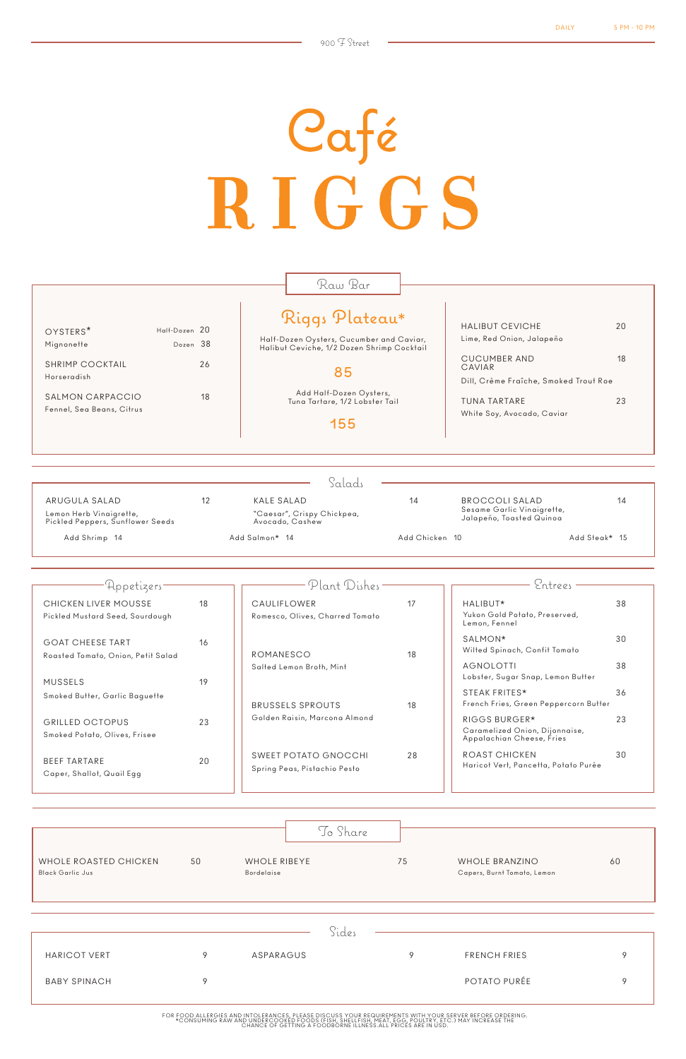DAILY 5 PM - 10 PM

900 F Street

# Café RIGGS

## Raw Bar

OYSTERS* — Half-Dozen 20 / Dozen 38
Mignonette

SHRIMP COCKTAIL — 26
Horseradish

SALMON CARPACCIO — 18
Fennel, Sea Beans, Citrus

### Riggs Plateau*

Half-Dozen Oysters, Cucumber and Caviar, Halibut Ceviche, 1/2 Dozen Shrimp Cocktail

**85**

Add Half-Dozen Oysters, Tuna Tartare, 1/2 Lobster Tail

**155**

HALIBUT CEVICHE — 20
Lime, Red Onion, Jalapeño

CUCUMBER AND CAVIAR — 18
Dill, Crème Fraîche, Smoked Trout Roe

TUNA TARTARE — 23
White Soy, Avocado, Caviar

## Salads

ARUGULA SALAD — 12
Lemon Herb Vinaigrette, Pickled Peppers, Sunflower Seeds

KALE SALAD — 14
"Caesar", Crispy Chickpea, Avocado, Cashew

BROCCOLI SALAD — 14
Sesame Garlic Vinaigrette, Jalapeño, Toasted Quinoa

Add Shrimp 14 — Add Salmon* 14 — Add Chicken 10 — Add Steak* 15

## Appetizers

CHICKEN LIVER MOUSSE — 18
Pickled Mustard Seed, Sourdough

GOAT CHEESE TART — 16
Roasted Tomato, Onion, Petit Salad

MUSSELS — 19
Smoked Butter, Garlic Baguette

GRILLED OCTOPUS — 23
Smoked Potato, Olives, Frisee

BEEF TARTARE — 20
Caper, Shallot, Quail Egg

## Plant Dishes

CAULIFLOWER — 17
Romesco, Olives, Charred Tomato

ROMANESCO — 18
Salted Lemon Broth, Mint

BRUSSELS SPROUTS — 18
Golden Raisin, Marcona Almond

SWEET POTATO GNOCCHI — 28
Spring Peas, Pistachio Pesto

## Entrees

HALIBUT* — 38
Yukon Gold Potato, Preserved, Lemon, Fennel

SALMON* — 30
Wilted Spinach, Confit Tomato

AGNOLOTTI — 38
Lobster, Sugar Snap, Lemon Butter

STEAK FRITES* — 36
French Fries, Green Peppercorn Butter

RIGGS BURGER* — 23
Caramelized Onion, Dijonnaise, Appalachian Cheese, Fries

ROAST CHICKEN — 30
Haricot Vert, Pancetta, Potato Purée

## To Share

WHOLE ROASTED CHICKEN — 50
Black Garlic Jus

WHOLE RIBEYE — 75
Bordelaise

WHOLE BRANZINO — 60
Capers, Burnt Tomato, Lemon

## Sides

HARICOT VERT — 9

BABY SPINACH — 9

ASPARAGUS — 9

FRENCH FRIES — 9

POTATO PURÉE — 9

FOR FOOD ALLERGIES AND INTOLERANCES, PLEASE DISCUSS YOUR REQUIREMENTS WITH YOUR SERVER BEFORE ORDERING.
*CONSUMING RAW AND UNDERCOOKED FOODS (FISH, SHELLFISH, MEAT, EGG, POULTRY, ETC.) MAY INCREASE THE CHANCE OF GETTING A FOODBORNE ILLNESS. ALL PRICES ARE IN USD.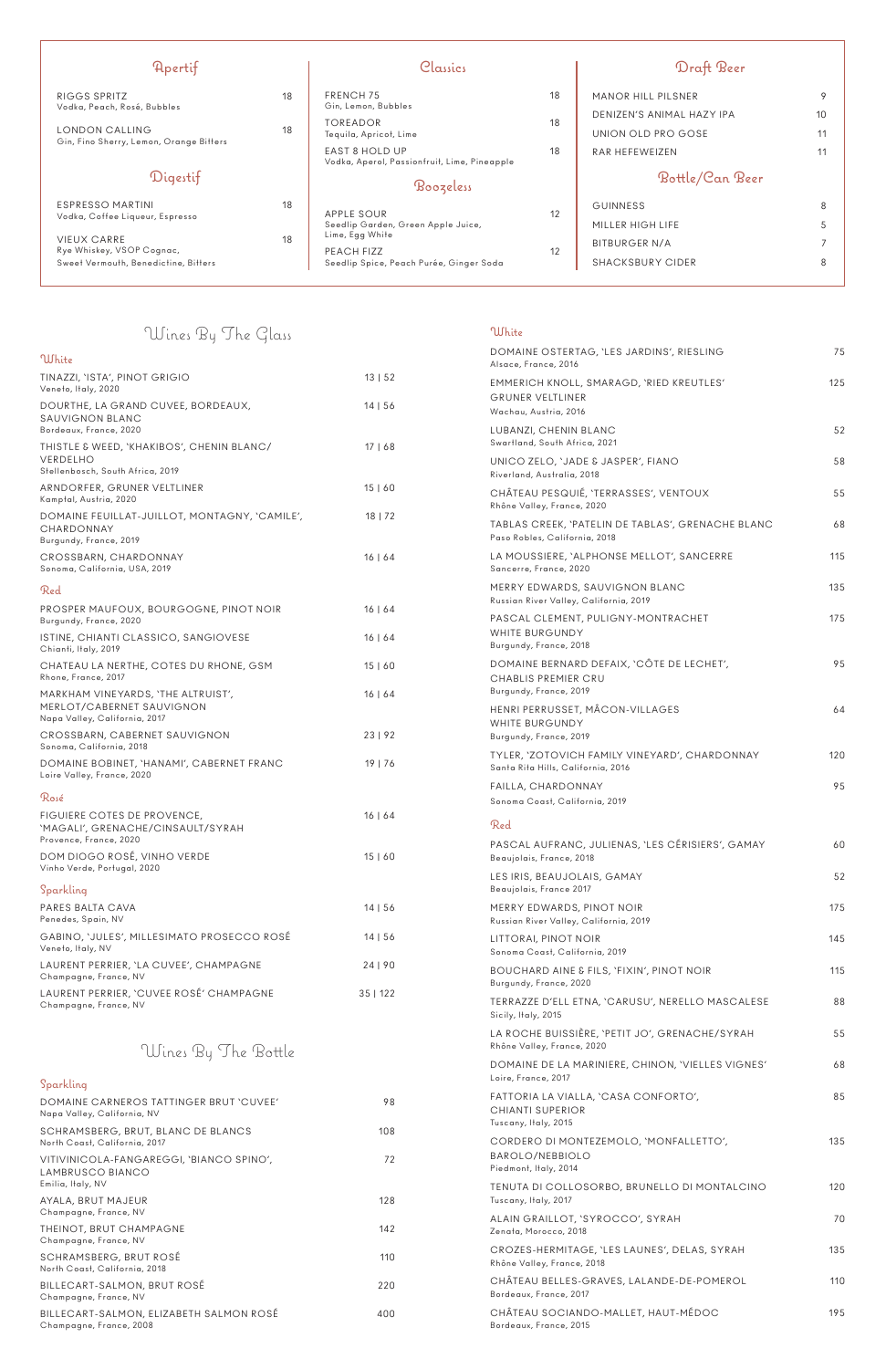## Apertif

**RIGGS SPRITZ** — 18
Vodka, Peach, Rosé, Bubbles

**LONDON CALLING** — 18
Gin, Fino Sherry, Lemon, Orange Bitters

## Digestif

**ESPRESSO MARTINI** — 18
Vodka, Coffee Liqueur, Espresso

**VIEUX CARRE** — 18
Rye Whiskey, VSOP Cognac, Sweet Vermouth, Benedictine, Bitters

## Classics

**FRENCH 75** — 18
Gin, Lemon, Bubbles

**TOREADOR** — 18
Tequila, Apricot, Lime

**EAST 8 HOLD UP** — 18
Vodka, Aperol, Passionfruit, Lime, Pineapple

## Boozeless

**APPLE SOUR** — 12
Seedlip Garden, Green Apple Juice, Lime, Egg White

**PEACH FIZZ** — 12
Seedlip Spice, Peach Purée, Ginger Soda

## Draft Beer

| | |
|---|---|
| MANOR HILL PILSNER | 9 |
| DENIZEN'S ANIMAL HAZY IPA | 10 |
| UNION OLD PRO GOSE | 11 |
| RAR HEFEWEIZEN | 11 |

## Bottle/Can Beer

| | |
|---|---|
| GUINNESS | 8 |
| MILLER HIGH LIFE | 5 |
| BITBURGER N/A | 7 |
| SHACKSBURY CIDER | 8 |

# Wines By The Glass

### White

| | |
|---|---|
| TINAZZI, 'ISTA', PINOT GRIGIO<br>Veneto, Italy, 2020 | 13 \| 52 |
| DOURTHE, LA GRAND CUVEE, BORDEAUX, SAUVIGNON BLANC<br>Bordeaux, France, 2020 | 14 \| 56 |
| THISTLE & WEED, 'KHAKIBOS', CHENIN BLANC/VERDELHO<br>Stellenbosch, South Africa, 2019 | 17 \| 68 |
| ARNDORFER, GRUNER VELTLINER<br>Kamptal, Austria, 2020 | 15 \| 60 |
| DOMAINE FEUILLAT-JUILLOT, MONTAGNY, 'CAMILE', CHARDONNAY<br>Burgundy, France, 2019 | 18 \| 72 |
| CROSSBARN, CHARDONNAY<br>Sonoma, California, USA, 2019 | 16 \| 64 |

### Red

| | |
|---|---|
| PROSPER MAUFOUX, BOURGOGNE, PINOT NOIR<br>Burgundy, France, 2020 | 16 \| 64 |
| ISTINE, CHIANTI CLASSICO, SANGIOVESE<br>Chianti, Italy, 2019 | 16 \| 64 |
| CHATEAU LA NERTHE, COTES DU RHONE, GSM<br>Rhone, France, 2017 | 15 \| 60 |
| MARKHAM VINEYARDS, 'THE ALTRUIST', MERLOT/CABERNET SAUVIGNON<br>Napa Valley, California, 2017 | 16 \| 64 |
| CROSSBARN, CABERNET SAUVIGNON<br>Sonoma, California, 2018 | 23 \| 92 |
| DOMAINE BOBINET, 'HANAMI', CABERNET FRANC<br>Loire Valley, France, 2020 | 19 \| 76 |

### Rosé

| | |
|---|---|
| FIGUIERE COTES DE PROVENCE, 'MAGALI', GRENACHE/CINSAULT/SYRAH<br>Provence, France, 2020 | 16 \| 64 |
| DOM DIOGO ROSÉ, VINHO VERDE<br>Vinho Verde, Portugal, 2020 | 15 \| 60 |

### Sparkling

| | |
|---|---|
| PARES BALTA CAVA<br>Penedes, Spain, NV | 14 \| 56 |
| GABINO, 'JULES', MILLESIMATO PROSECCO ROSÉ<br>Veneto, Italy, NV | 14 \| 56 |
| LAURENT PERRIER, 'LA CUVEE', CHAMPAGNE<br>Champagne, France, NV | 24 \| 90 |
| LAURENT PERRIER, 'CUVEE ROSÉ' CHAMPAGNE<br>Champagne, France, NV | 35 \| 122 |

# Wines By The Bottle

### Sparkling

| | |
|---|---|
| DOMAINE CARNEROS TATTINGER BRUT 'CUVEE'<br>Napa Valley, California, NV | 98 |
| SCHRAMSBERG, BRUT, BLANC DE BLANCS<br>North Coast, California, 2017 | 108 |
| VITIVINICOLA-FANGAREGGI, 'BIANCO SPINO', LAMBRUSCO BIANCO<br>Emilia, Italy, NV | 72 |
| AYALA, BRUT MAJEUR<br>Champagne, France, NV | 128 |
| THEINOT, BRUT CHAMPAGNE<br>Champagne, France, NV | 142 |
| SCHRAMSBERG, BRUT ROSÉ<br>North Coast, California, 2018 | 110 |
| BILLECART-SALMON, BRUT ROSÉ<br>Champagne, France, NV | 220 |
| BILLECART-SALMON, ELIZABETH SALMON ROSÉ<br>Champagne, France, 2008 | 400 |

### White

| | |
|---|---|
| DOMAINE OSTERTAG, 'LES JARDINS', RIESLING<br>Alsace, France, 2016 | 75 |
| EMMERICH KNOLL, SMARAGD, 'RIED KREUTLES' GRUNER VELTLINER<br>Wachau, Austria, 2016 | 125 |
| LUBANZI, CHENIN BLANC<br>Swartland, South Africa, 2021 | 52 |
| UNICO ZELO, 'JADE & JASPER', FIANO<br>Riverland, Australia, 2018 | 58 |
| CHÂTEAU PESQUIÉ, 'TERRASSES', VENTOUX<br>Rhône Valley, France, 2020 | 55 |
| TABLAS CREEK, 'PATELIN DE TABLAS', GRENACHE BLANC<br>Paso Robles, California, 2018 | 68 |
| LA MOUSSIERE, 'ALPHONSE MELLOT', SANCERRE<br>Sancerre, France, 2020 | 115 |
| MERRY EDWARDS, SAUVIGNON BLANC<br>Russian River Valley, California, 2019 | 135 |
| PASCAL CLEMENT, PULIGNY-MONTRACHET WHITE BURGUNDY<br>Burgundy, France, 2018 | 175 |
| DOMAINE BERNARD DEFAIX, 'CÔTE DE LECHET', CHABLIS PREMIER CRU<br>Burgundy, France, 2019 | 95 |
| HENRI PERRUSSET, MÂCON-VILLAGES WHITE BURGUNDY<br>Burgundy, France, 2019 | 64 |
| TYLER, 'ZOTOVICH FAMILY VINEYARD', CHARDONNAY<br>Santa Rita Hills, California, 2016 | 120 |
| FAILLA, CHARDONNAY<br>Sonoma Coast, California, 2019 | 95 |

### Red

| | |
|---|---|
| PASCAL AUFRANC, JULIENAS, 'LES CÉRISIERS', GAMAY<br>Beaujolais, France, 2018 | 60 |
| LES IRIS, BEAUJOLAIS, GAMAY<br>Beaujolais, France 2017 | 52 |
| MERRY EDWARDS, PINOT NOIR<br>Russian River Valley, California, 2019 | 175 |
| LITTORAI, PINOT NOIR<br>Sonoma Coast, California, 2019 | 145 |
| BOUCHARD AINE & FILS, 'FIXIN', PINOT NOIR<br>Burgundy, France, 2020 | 115 |
| TERRAZZE D'ELL ETNA, 'CARUSU', NERELLO MASCALESE<br>Sicily, Italy, 2015 | 88 |
| LA ROCHE BUISSIÈRE, 'PETIT JO', GRENACHE/SYRAH<br>Rhône Valley, France, 2020 | 55 |
| DOMAINE DE LA MARINIERE, CHINON, 'VIELLES VIGNES'<br>Loire, France, 2017 | 68 |
| FATTORIA LA VIALLA, 'CASA CONFORTO', CHIANTI SUPERIOR<br>Tuscany, Italy, 2015 | 85 |
| CORDERO DI MONTEZEMOLO, 'MONFALLETTO', BAROLO/NEBBIOLO<br>Piedmont, Italy, 2014 | 135 |
| TENUTA DI COLLOSORBO, BRUNELLO DI MONTALCINO<br>Tuscany, Italy, 2017 | 120 |
| ALAIN GRAILLOT, 'SYROCCO', SYRAH<br>Zenata, Morocco, 2018 | 70 |
| CROZES-HERMITAGE, 'LES LAUNES', DELAS, SYRAH<br>Rhône Valley, France, 2018 | 135 |
| CHÂTEAU BELLES-GRAVES, LALANDE-DE-POMEROL<br>Bordeaux, France, 2017 | 110 |
| CHÂTEAU SOCIANDO-MALLET, HAUT-MÉDOC<br>Bordeaux, France, 2015 | 195 |